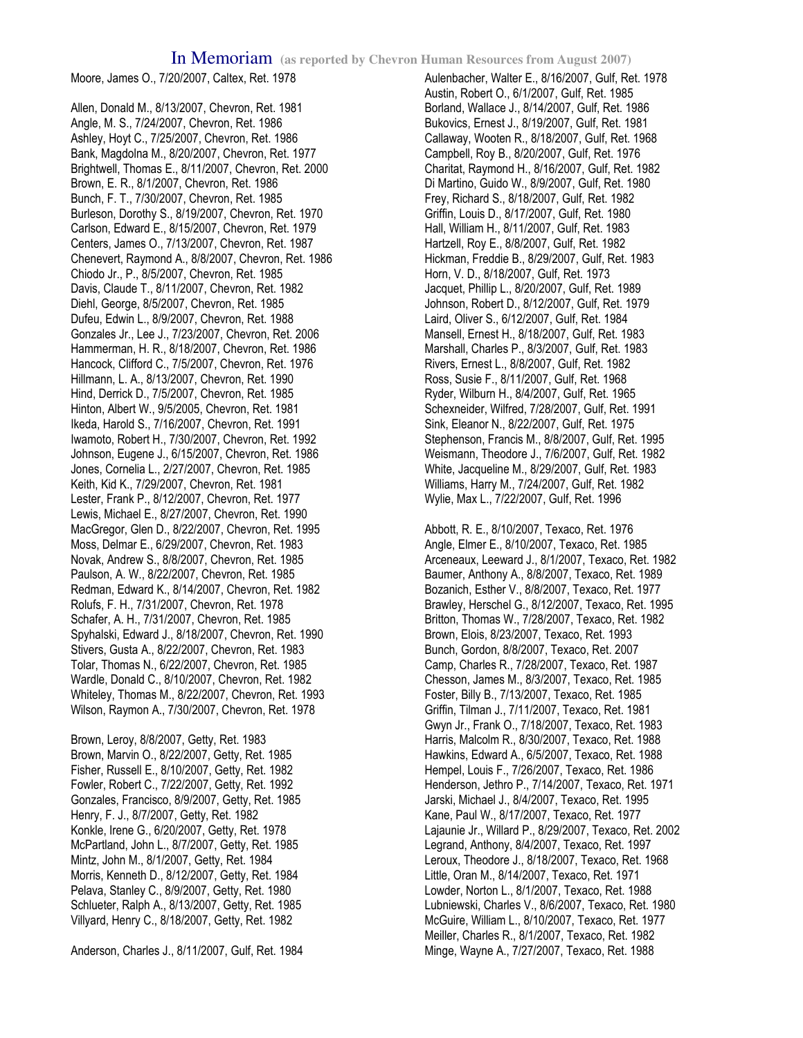# In Memoriam (as reported by Chevron Human Resources from August 2007)

Moore, James O., 7/20/2007, Caltex, Ret. 1978

Allen, Donald M., 8/13/2007, Chevron, Ret. 1981
Angle, M. S., 7/24/2007, Chevron, Ret. 1986
Ashley, Hoyt C., 7/25/2007, Chevron, Ret. 1986
Bank, Magdolna M., 8/20/2007, Chevron, Ret. 1977
Brightwell, Thomas E., 8/11/2007, Chevron, Ret. 2000
Brown, E. R., 8/1/2007, Chevron, Ret. 1986
Bunch, F. T., 7/30/2007, Chevron, Ret. 1985
Burleson, Dorothy S., 8/19/2007, Chevron, Ret. 1970
Carlson, Edward E., 8/15/2007, Chevron, Ret. 1979
Centers, James O., 7/13/2007, Chevron, Ret. 1987
Chenevert, Raymond A., 8/8/2007, Chevron, Ret. 1986
Chiodo Jr., P., 8/5/2007, Chevron, Ret. 1985
Davis, Claude T., 8/11/2007, Chevron, Ret. 1982
Diehl, George, 8/5/2007, Chevron, Ret. 1985
Dufeu, Edwin L., 8/9/2007, Chevron, Ret. 1988
Gonzales Jr., Lee J., 7/23/2007, Chevron, Ret. 2006
Hammerman, H. R., 8/18/2007, Chevron, Ret. 1986
Hancock, Clifford C., 7/5/2007, Chevron, Ret. 1976
Hillmann, L. A., 8/13/2007, Chevron, Ret. 1990
Hind, Derrick D., 7/5/2007, Chevron, Ret. 1985
Hinton, Albert W., 9/5/2005, Chevron, Ret. 1981
Ikeda, Harold S., 7/16/2007, Chevron, Ret. 1991
Iwamoto, Robert H., 7/30/2007, Chevron, Ret. 1992
Johnson, Eugene J., 6/15/2007, Chevron, Ret. 1986
Jones, Cornelia L., 2/27/2007, Chevron, Ret. 1985
Keith, Kid K., 7/29/2007, Chevron, Ret. 1981
Lester, Frank P., 8/12/2007, Chevron, Ret. 1977
Lewis, Michael E., 8/27/2007, Chevron, Ret. 1990
MacGregor, Glen D., 8/22/2007, Chevron, Ret. 1995
Moss, Delmar E., 6/29/2007, Chevron, Ret. 1983
Novak, Andrew S., 8/8/2007, Chevron, Ret. 1985
Paulson, A. W., 8/22/2007, Chevron, Ret. 1985
Redman, Edward K., 8/14/2007, Chevron, Ret. 1982
Rolufs, F. H., 7/31/2007, Chevron, Ret. 1978
Schafer, A. H., 7/31/2007, Chevron, Ret. 1985
Spyhalski, Edward J., 8/18/2007, Chevron, Ret. 1990
Stivers, Gusta A., 8/22/2007, Chevron, Ret. 1983
Tolar, Thomas N., 6/22/2007, Chevron, Ret. 1985
Wardle, Donald C., 8/10/2007, Chevron, Ret. 1982
Whiteley, Thomas M., 8/22/2007, Chevron, Ret. 1993
Wilson, Raymon A., 7/30/2007, Chevron, Ret. 1978

Brown, Leroy, 8/8/2007, Getty, Ret. 1983
Brown, Marvin O., 8/22/2007, Getty, Ret. 1985
Fisher, Russell E., 8/10/2007, Getty, Ret. 1982
Fowler, Robert C., 7/22/2007, Getty, Ret. 1992
Gonzales, Francisco, 8/9/2007, Getty, Ret. 1985
Henry, F. J., 8/7/2007, Getty, Ret. 1982
Konkle, Irene G., 6/20/2007, Getty, Ret. 1978
McPartland, John L., 8/7/2007, Getty, Ret. 1985
Mintz, John M., 8/1/2007, Getty, Ret. 1984
Morris, Kenneth D., 8/12/2007, Getty, Ret. 1984
Pelava, Stanley C., 8/9/2007, Getty, Ret. 1980
Schlueter, Ralph A., 8/13/2007, Getty, Ret. 1985
Villyard, Henry C., 8/18/2007, Getty, Ret. 1982

Anderson, Charles J., 8/11/2007, Gulf, Ret. 1984
Aulenbacher, Walter E., 8/16/2007, Gulf, Ret. 1978
Austin, Robert O., 6/1/2007, Gulf, Ret. 1985
Borland, Wallace J., 8/14/2007, Gulf, Ret. 1986
Bukovics, Ernest J., 8/19/2007, Gulf, Ret. 1981
Callaway, Wooten R., 8/18/2007, Gulf, Ret. 1968
Campbell, Roy B., 8/20/2007, Gulf, Ret. 1976
Charitat, Raymond H., 8/16/2007, Gulf, Ret. 1982
Di Martino, Guido W., 8/9/2007, Gulf, Ret. 1980
Frey, Richard S., 8/18/2007, Gulf, Ret. 1982
Griffin, Louis D., 8/17/2007, Gulf, Ret. 1980
Hall, William H., 8/11/2007, Gulf, Ret. 1983
Hartzell, Roy E., 8/8/2007, Gulf, Ret. 1982
Hickman, Freddie B., 8/29/2007, Gulf, Ret. 1983
Horn, V. D., 8/18/2007, Gulf, Ret. 1973
Jacquet, Phillip L., 8/20/2007, Gulf, Ret. 1989
Johnson, Robert D., 8/12/2007, Gulf, Ret. 1979
Laird, Oliver S., 6/12/2007, Gulf, Ret. 1984
Mansell, Ernest H., 8/18/2007, Gulf, Ret. 1983
Marshall, Charles P., 8/3/2007, Gulf, Ret. 1983
Rivers, Ernest L., 8/8/2007, Gulf, Ret. 1982
Ross, Susie F., 8/11/2007, Gulf, Ret. 1968
Ryder, Wilburn H., 8/4/2007, Gulf, Ret. 1965
Schexneider, Wilfred, 7/28/2007, Gulf, Ret. 1991
Sink, Eleanor N., 8/22/2007, Gulf, Ret. 1975
Stephenson, Francis M., 8/8/2007, Gulf, Ret. 1995
Weismann, Theodore J., 7/6/2007, Gulf, Ret. 1982
White, Jacqueline M., 8/29/2007, Gulf, Ret. 1983
Williams, Harry M., 7/24/2007, Gulf, Ret. 1982
Wylie, Max L., 7/22/2007, Gulf, Ret. 1996

Abbott, R. E., 8/10/2007, Texaco, Ret. 1976
Angle, Elmer E., 8/10/2007, Texaco, Ret. 1985
Arceneaux, Leeward J., 8/1/2007, Texaco, Ret. 1982
Baumer, Anthony A., 8/8/2007, Texaco, Ret. 1989
Bozanich, Esther V., 8/8/2007, Texaco, Ret. 1977
Brawley, Herschel G., 8/12/2007, Texaco, Ret. 1995
Britton, Thomas W., 7/28/2007, Texaco, Ret. 1982
Brown, Elois, 8/23/2007, Texaco, Ret. 1993
Bunch, Gordon, 8/8/2007, Texaco, Ret. 2007
Camp, Charles R., 7/28/2007, Texaco, Ret. 1987
Chesson, James M., 8/3/2007, Texaco, Ret. 1985
Foster, Billy B., 7/13/2007, Texaco, Ret. 1985
Griffin, Tilman J., 7/11/2007, Texaco, Ret. 1981
Gwyn Jr., Frank O., 7/18/2007, Texaco, Ret. 1983
Harris, Malcolm R., 8/30/2007, Texaco, Ret. 1988
Hawkins, Edward A., 6/5/2007, Texaco, Ret. 1988
Hempel, Louis F., 7/26/2007, Texaco, Ret. 1986
Henderson, Jethro P., 7/14/2007, Texaco, Ret. 1971
Jarski, Michael J., 8/4/2007, Texaco, Ret. 1995
Kane, Paul W., 8/17/2007, Texaco, Ret. 1977
Lajaunie Jr., Willard P., 8/29/2007, Texaco, Ret. 2002
Legrand, Anthony, 8/4/2007, Texaco, Ret. 1997
Leroux, Theodore J., 8/18/2007, Texaco, Ret. 1968
Little, Oran M., 8/14/2007, Texaco, Ret. 1971
Lowder, Norton L., 8/1/2007, Texaco, Ret. 1988
Lubniewski, Charles V., 8/6/2007, Texaco, Ret. 1980
McGuire, William L., 8/10/2007, Texaco, Ret. 1977
Meiller, Charles R., 8/1/2007, Texaco, Ret. 1982
Minge, Wayne A., 7/27/2007, Texaco, Ret. 1988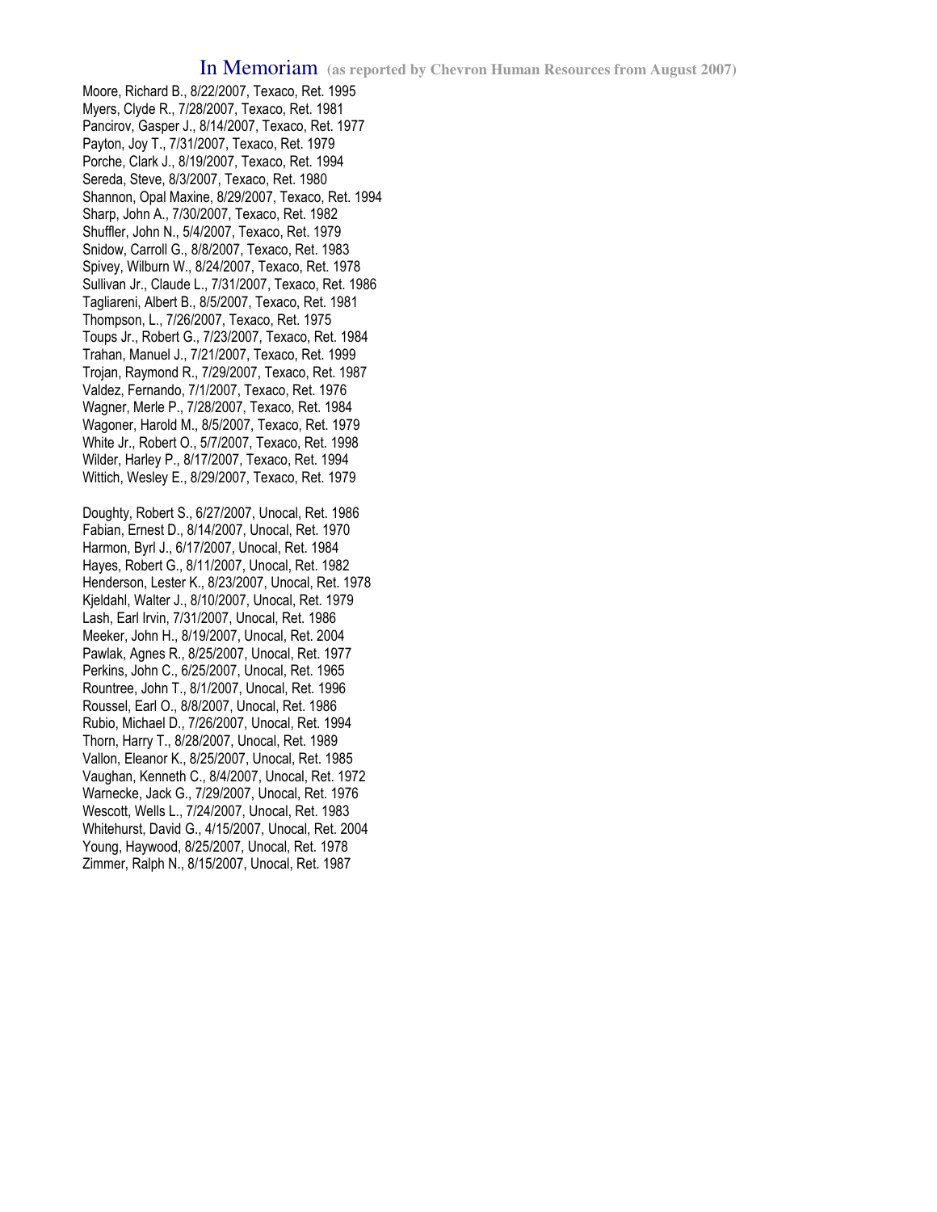## In Memoriam (as reported by Chevron Human Resources from August 2007)

Moore, Richard B., 8/22/2007, Texaco, Ret. 1995
Myers, Clyde R., 7/28/2007, Texaco, Ret. 1981
Pancirov, Gasper J., 8/14/2007, Texaco, Ret. 1977
Payton, Joy T., 7/31/2007, Texaco, Ret. 1979
Porche, Clark J., 8/19/2007, Texaco, Ret. 1994
Sereda, Steve, 8/3/2007, Texaco, Ret. 1980
Shannon, Opal Maxine, 8/29/2007, Texaco, Ret. 1994
Sharp, John A., 7/30/2007, Texaco, Ret. 1982
Shuffler, John N., 5/4/2007, Texaco, Ret. 1979
Snidow, Carroll G., 8/8/2007, Texaco, Ret. 1983
Spivey, Wilburn W., 8/24/2007, Texaco, Ret. 1978
Sullivan Jr., Claude L., 7/31/2007, Texaco, Ret. 1986
Tagliareni, Albert B., 8/5/2007, Texaco, Ret. 1981
Thompson, L., 7/26/2007, Texaco, Ret. 1975
Toups Jr., Robert G., 7/23/2007, Texaco, Ret. 1984
Trahan, Manuel J., 7/21/2007, Texaco, Ret. 1999
Trojan, Raymond R., 7/29/2007, Texaco, Ret. 1987
Valdez, Fernando, 7/1/2007, Texaco, Ret. 1976
Wagner, Merle P., 7/28/2007, Texaco, Ret. 1984
Wagoner, Harold M., 8/5/2007, Texaco, Ret. 1979
White Jr., Robert O., 5/7/2007, Texaco, Ret. 1998
Wilder, Harley P., 8/17/2007, Texaco, Ret. 1994
Wittich, Wesley E., 8/29/2007, Texaco, Ret. 1979

Doughty, Robert S., 6/27/2007, Unocal, Ret. 1986
Fabian, Ernest D., 8/14/2007, Unocal, Ret. 1970
Harmon, Byrl J., 6/17/2007, Unocal, Ret. 1984
Hayes, Robert G., 8/11/2007, Unocal, Ret. 1982
Henderson, Lester K., 8/23/2007, Unocal, Ret. 1978
Kjeldahl, Walter J., 8/10/2007, Unocal, Ret. 1979
Lash, Earl Irvin, 7/31/2007, Unocal, Ret. 1986
Meeker, John H., 8/19/2007, Unocal, Ret. 2004
Pawlak, Agnes R., 8/25/2007, Unocal, Ret. 1977
Perkins, John C., 6/25/2007, Unocal, Ret. 1965
Rountree, John T., 8/1/2007, Unocal, Ret. 1996
Roussel, Earl O., 8/8/2007, Unocal, Ret. 1986
Rubio, Michael D., 7/26/2007, Unocal, Ret. 1994
Thorn, Harry T., 8/28/2007, Unocal, Ret. 1989
Vallon, Eleanor K., 8/25/2007, Unocal, Ret. 1985
Vaughan, Kenneth C., 8/4/2007, Unocal, Ret. 1972
Warnecke, Jack G., 7/29/2007, Unocal, Ret. 1976
Wescott, Wells L., 7/24/2007, Unocal, Ret. 1983
Whitehurst, David G., 4/15/2007, Unocal, Ret. 2004
Young, Haywood, 8/25/2007, Unocal, Ret. 1978
Zimmer, Ralph N., 8/15/2007, Unocal, Ret. 1987